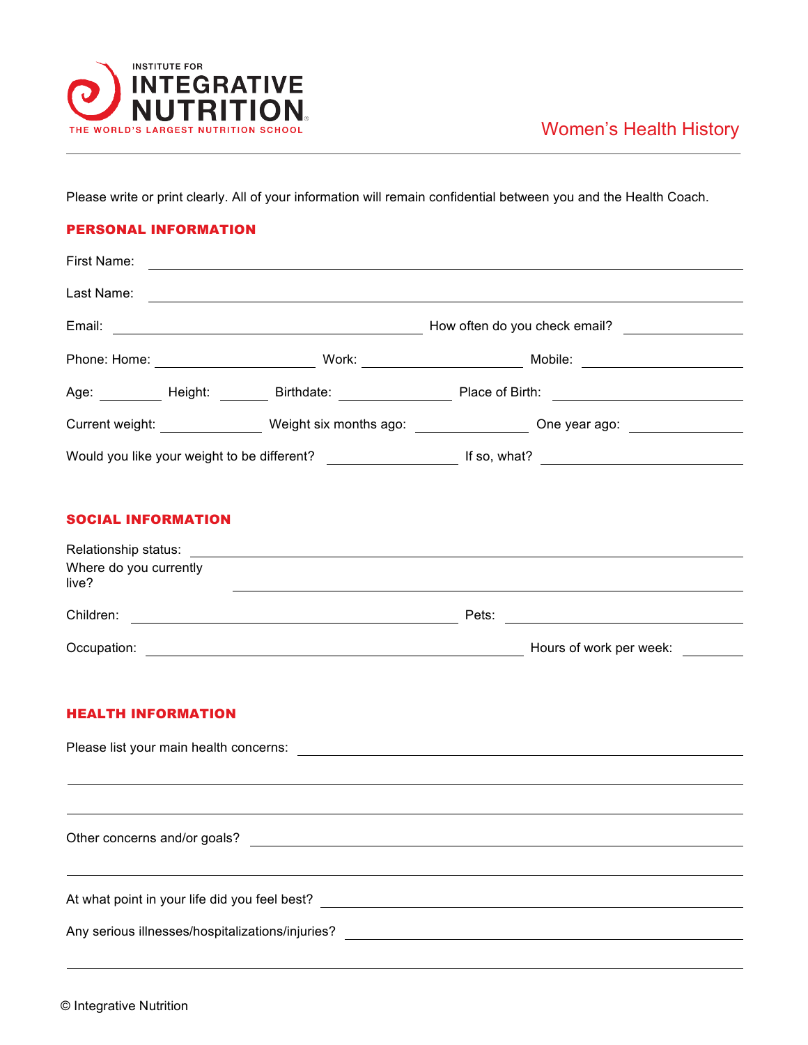INSTITUTE FOR
**INTEGRATIVE NUTRITION**
THE WORLD'S LARGEST NUTRITION SCHOOL

# Women's Health History

Please write or print clearly. All of your information will remain confidential between you and the Health Coach.

## PERSONAL INFORMATION

First Name: ______________________________

Last Name: ______________________________

Email: ____________________ How often do you check email? ____________

Phone: Home: ____________ Work: ____________ Mobile: ____________

Age: ______ Height: ______ Birthdate: __________ Place of Birth: ____________

Current weight: __________ Weight six months ago: __________ One year ago: __________

Would you like your weight to be different? __________ If so, what? ____________

## SOCIAL INFORMATION

Relationship status: ______________________________

Where do you currently live? ______________________________

Children: ____________________ Pets: ____________

Occupation: ____________________ Hours of work per week: ______

## HEALTH INFORMATION

Please list your main health concerns: ______________________________

______________________________

______________________________

Other concerns and/or goals? ______________________________

______________________________

At what point in your life did you feel best? ______________________________

Any serious illnesses/hospitalizations/injuries? ______________________________

______________________________

© Integrative Nutrition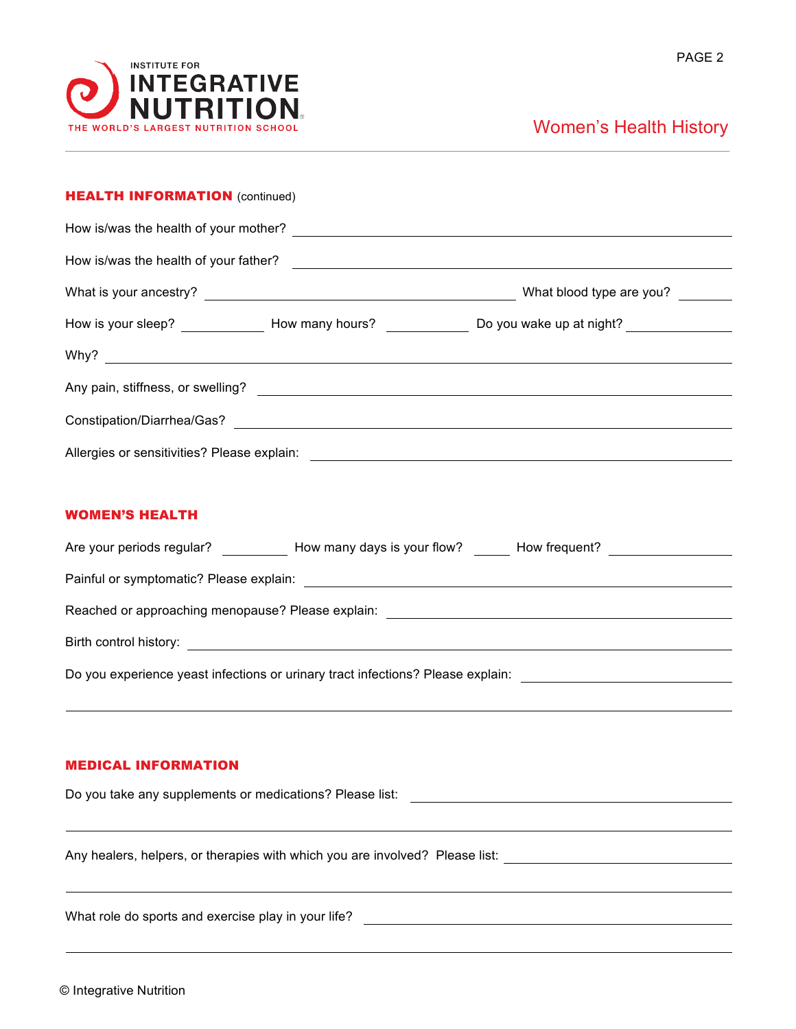## HEALTH INFORMATION (continued)

How is/was the health of your mother? ____________________

How is/was the health of your father? ____________________

What is your ancestry? ____________________ What blood type are you? ________

How is your sleep? ________ How many hours? ________ Do you wake up at night? ________

Why? ____________________

Any pain, stiffness, or swelling? ____________________

Constipation/Diarrhea/Gas? ____________________

Allergies or sensitivities? Please explain: ____________________

## WOMEN'S HEALTH

Are your periods regular? ________ How many days is your flow? ______ How frequent? ________

Painful or symptomatic? Please explain: ____________________

Reached or approaching menopause? Please explain: ____________________

Birth control history: ____________________

Do you experience yeast infections or urinary tract infections? Please explain: ____________________

____________________

## MEDICAL INFORMATION

Do you take any supplements or medications? Please list: ____________________

____________________

Any healers, helpers, or therapies with which you are involved? Please list: ____________________

____________________

What role do sports and exercise play in your life? ____________________

____________________

© Integrative Nutrition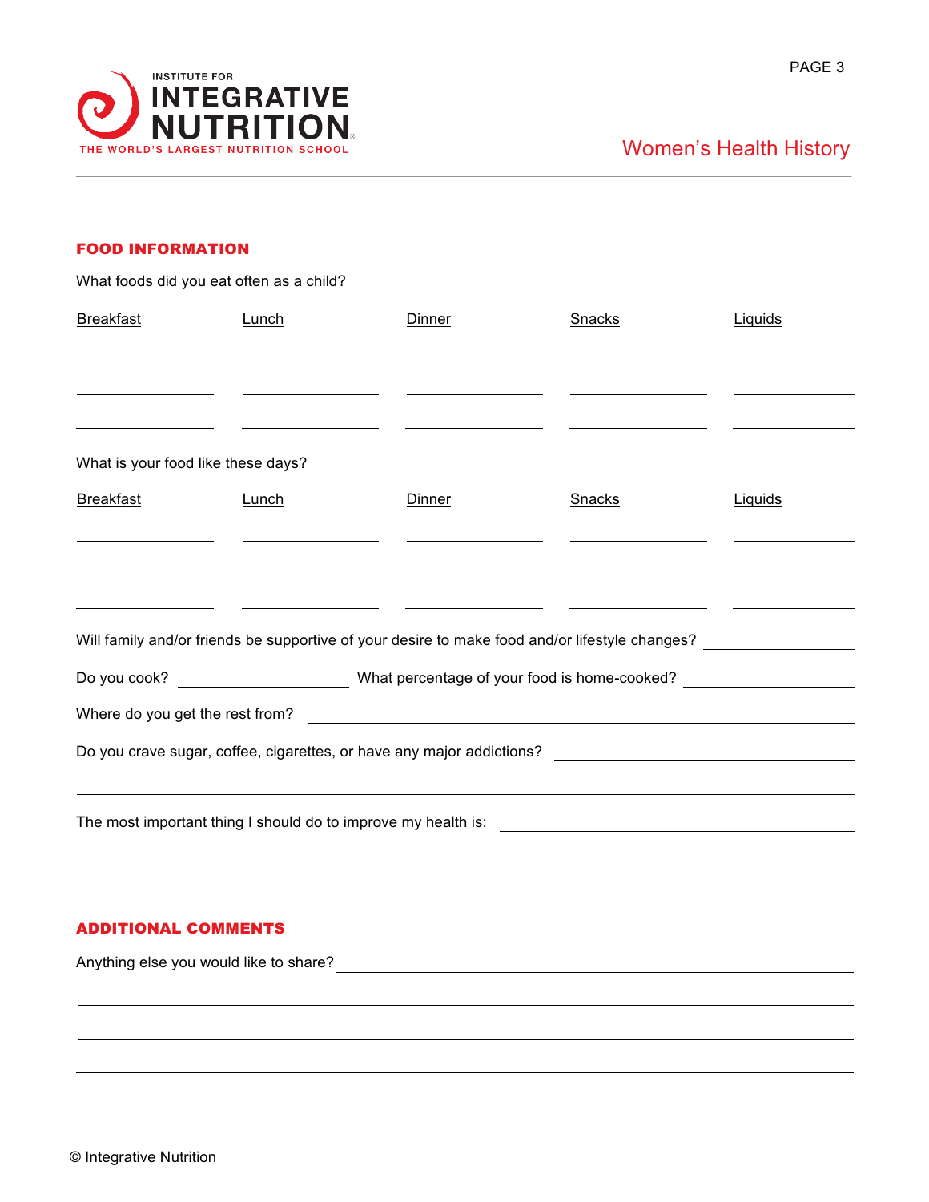INSTITUTE FOR INTEGRATIVE NUTRITION
THE WORLD'S LARGEST NUTRITION SCHOOL

Women's Health History

## FOOD INFORMATION

What foods did you eat often as a child?

| Breakfast | Lunch | Dinner | Snacks | Liquids |
|---|---|---|---|---|
| | | | | |
| | | | | |
| | | | | |

What is your food like these days?

| Breakfast | Lunch | Dinner | Snacks | Liquids |
|---|---|---|---|---|
| | | | | |
| | | | | |
| | | | | |

Will family and/or friends be supportive of your desire to make food and/or lifestyle changes? ____________

Do you cook? ____________ What percentage of your food is home-cooked? ____________

Where do you get the rest from? ____________

Do you crave sugar, coffee, cigarettes, or have any major addictions? ____________

____________

The most important thing I should do to improve my health is: ____________

____________

## ADDITIONAL COMMENTS

Anything else you would like to share? ____________

____________

____________

____________

© Integrative Nutrition